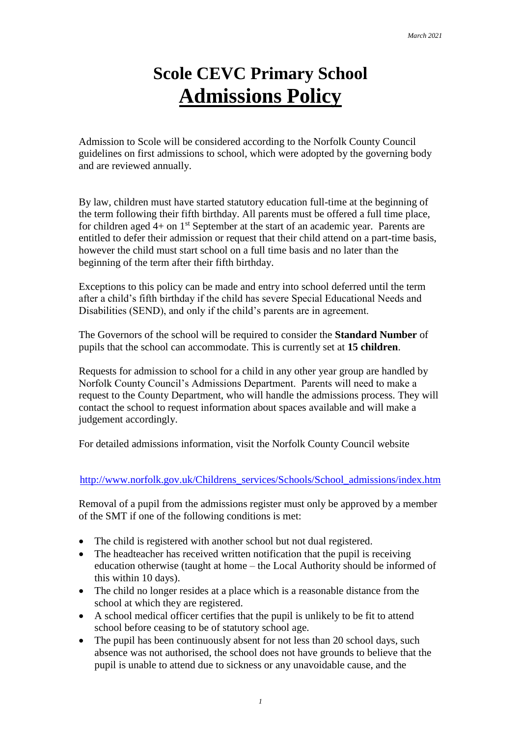*March 2021*

# Scole CEVC Primary School

# Admissions Policy

Admission to Scole will be considered according to the Norfolk County Council guidelines on first admissions to school, which were adopted by the governing body and are reviewed annually.

By law, children must have started statutory education full-time at the beginning of the term following their fifth birthday. All parents must be offered a full time place, for children aged 4+ on 1st September at the start of an academic year. Parents are entitled to defer their admission or request that their child attend on a part-time basis, however the child must start school on a full time basis and no later than the beginning of the term after their fifth birthday.

Exceptions to this policy can be made and entry into school deferred until the term after a child's fifth birthday if the child has severe Special Educational Needs and Disabilities (SEND), and only if the child's parents are in agreement.

The Governors of the school will be required to consider the **Standard Number** of pupils that the school can accommodate. This is currently set at **15 children**.

Requests for admission to school for a child in any other year group are handled by Norfolk County Council's Admissions Department. Parents will need to make a request to the County Department, who will handle the admissions process. They will contact the school to request information about spaces available and will make a judgement accordingly.

For detailed admissions information, visit the Norfolk County Council website

http://www.norfolk.gov.uk/Childrens_services/Schools/School_admissions/index.htm

Removal of a pupil from the admissions register must only be approved by a member of the SMT if one of the following conditions is met:

- The child is registered with another school but not dual registered.
- The headteacher has received written notification that the pupil is receiving education otherwise (taught at home – the Local Authority should be informed of this within 10 days).
- The child no longer resides at a place which is a reasonable distance from the school at which they are registered.
- A school medical officer certifies that the pupil is unlikely to be fit to attend school before ceasing to be of statutory school age.
- The pupil has been continuously absent for not less than 20 school days, such absence was not authorised, the school does not have grounds to believe that the pupil is unable to attend due to sickness or any unavoidable cause, and the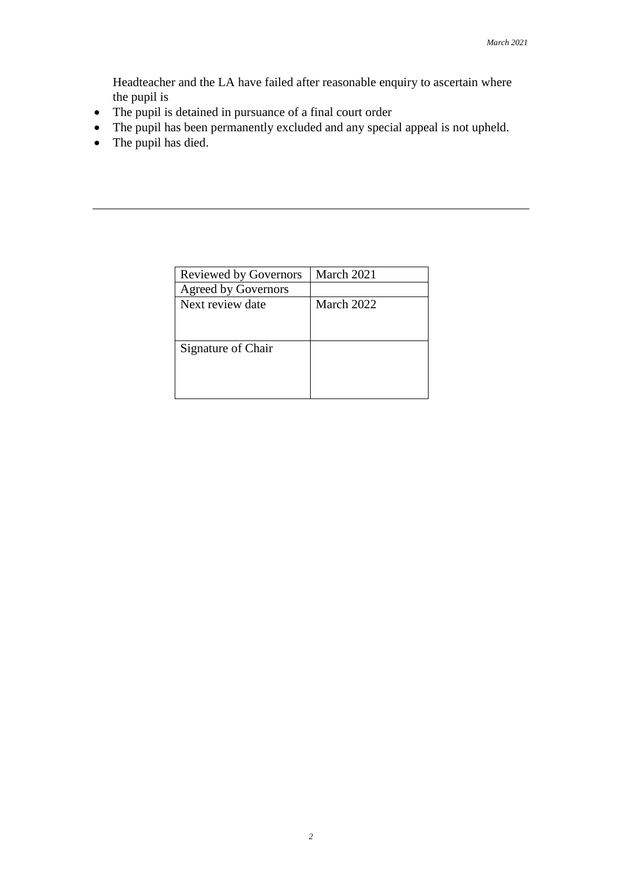Headteacher and the LA have failed after reasonable enquiry to ascertain where the pupil is

- The pupil is detained in pursuance of a final court order
- The pupil has been permanently excluded and any special appeal is not upheld.
- The pupil has died.

---

| Reviewed by Governors | March 2021 |
|---|---|
| Agreed by Governors | |
| Next review date | March 2022 |
| Signature of Chair | |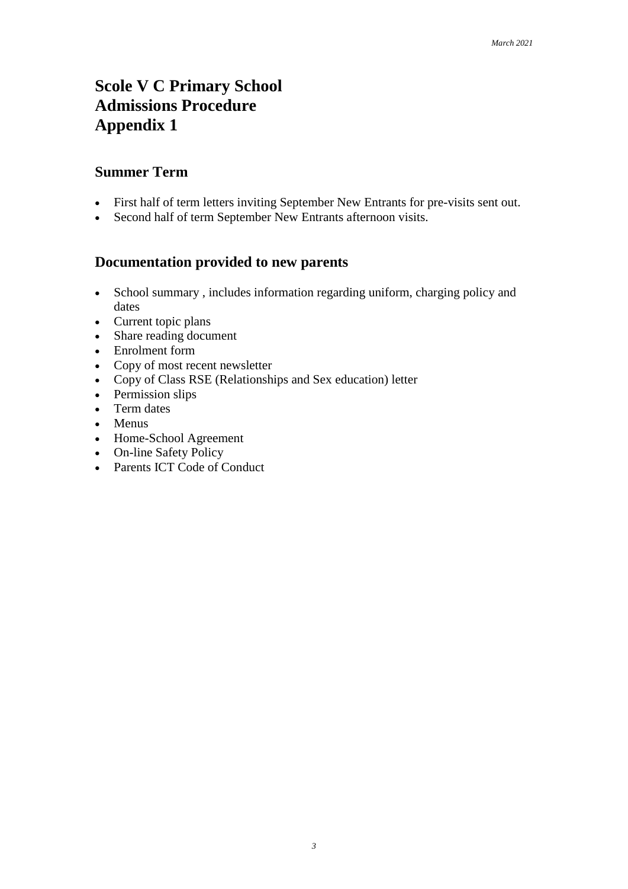*March 2021*

# Scole V C Primary School
# Admissions Procedure
# Appendix 1

## Summer Term

- First half of term letters inviting September New Entrants for pre-visits sent out.
- Second half of term September New Entrants afternoon visits.

## Documentation provided to new parents

- School summary , includes information regarding uniform, charging policy and dates
- Current topic plans
- Share reading document
- Enrolment form
- Copy of most recent newsletter
- Copy of Class RSE (Relationships and Sex education) letter
- Permission slips
- Term dates
- Menus
- Home-School Agreement
- On-line Safety Policy
- Parents ICT Code of Conduct